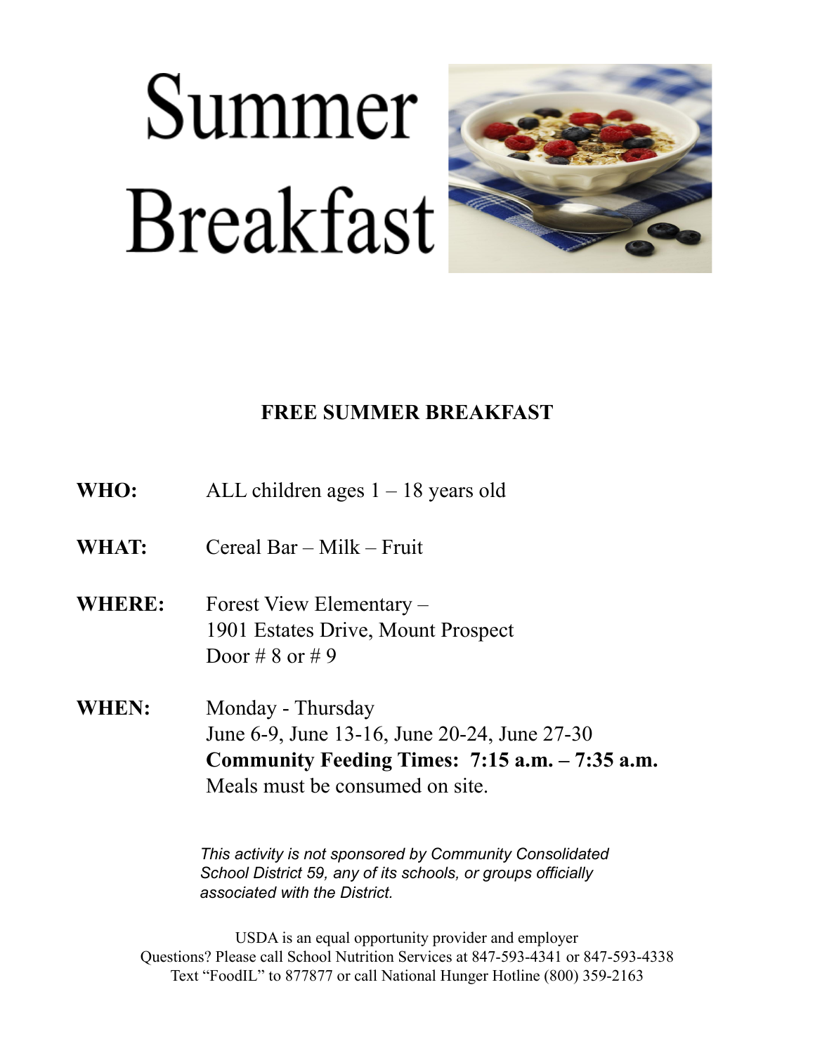# Summer Breakfast

## FREE SUMMER BREAKFAST

**WHO:** ALL children ages 1 – 18 years old

**WHAT:** Cereal Bar – Milk – Fruit

**WHERE:** Forest View Elementary –
1901 Estates Drive, Mount Prospect
Door # 8 or # 9

**WHEN:** Monday - Thursday
June 6-9, June 13-16, June 20-24, June 27-30
**Community Feeding Times: 7:15 a.m. – 7:35 a.m.**
Meals must be consumed on site.

*This activity is not sponsored by Community Consolidated School District 59, any of its schools, or groups officially associated with the District.*

USDA is an equal opportunity provider and employer
Questions? Please call School Nutrition Services at 847-593-4341 or 847-593-4338
Text "FoodIL" to 877877 or call National Hunger Hotline (800) 359-2163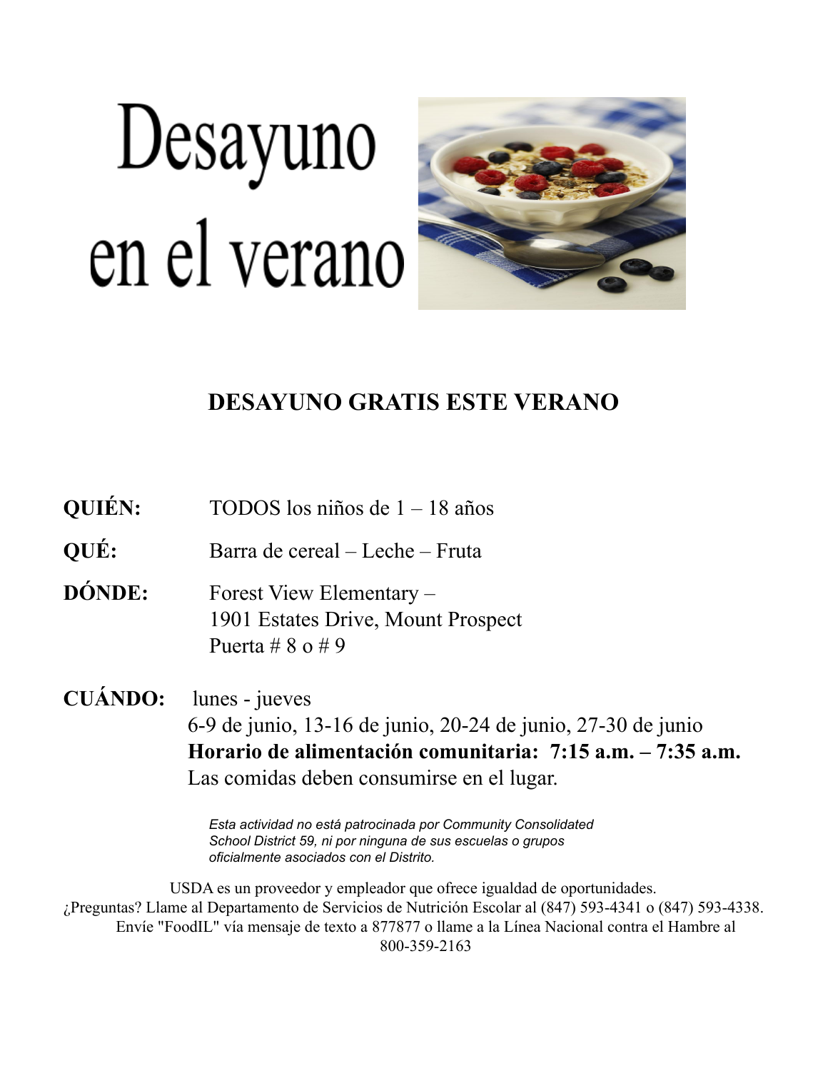# Desayuno en el verano

## DESAYUNO GRATIS ESTE VERANO

**QUIÉN:** TODOS los niños de 1 – 18 años

**QUÉ:** Barra de cereal – Leche – Fruta

**DÓNDE:** Forest View Elementary –
1901 Estates Drive, Mount Prospect
Puerta # 8 o # 9

**CUÁNDO:** lunes - jueves
6-9 de junio, 13-16 de junio, 20-24 de junio, 27-30 de junio
**Horario de alimentación comunitaria: 7:15 a.m. – 7:35 a.m.**
Las comidas deben consumirse en el lugar.

*Esta actividad no está patrocinada por Community Consolidated School District 59, ni por ninguna de sus escuelas o grupos oficialmente asociados con el Distrito.*

USDA es un proveedor y empleador que ofrece igualdad de oportunidades.
¿Preguntas? Llame al Departamento de Servicios de Nutrición Escolar al (847) 593-4341 o (847) 593-4338.
Envíe "FoodIL" vía mensaje de texto a 877877 o llame a la Línea Nacional contra el Hambre al 800-359-2163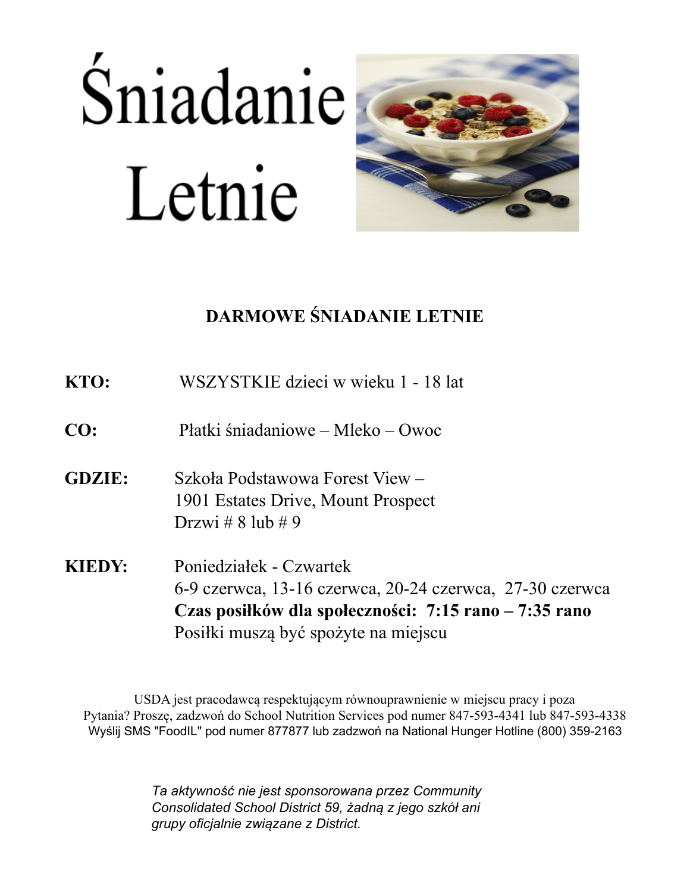# Śniadanie Letnie

**DARMOWE ŚNIADANIE LETNIE**

**KTO:** WSZYSTKIE dzieci w wieku 1 - 18 lat

**CO:** Płatki śniadaniowe – Mleko – Owoc

**GDZIE:** Szkoła Podstawowa Forest View –
1901 Estates Drive, Mount Prospect
Drzwi # 8 lub # 9

**KIEDY:** Poniedziałek - Czwartek
6-9 czerwca, 13-16 czerwca, 20-24 czerwca, 27-30 czerwca
**Czas posiłków dla społeczności: 7:15 rano – 7:35 rano**
Posiłki muszą być spożyte na miejscu

USDA jest pracodawcą respektującym równouprawnienie w miejscu pracy i poza
Pytania? Proszę, zadzwoń do School Nutrition Services pod numer 847-593-4341 lub 847-593-4338
Wyślij SMS "FoodIL" pod numer 877877 lub zadzwoń na National Hunger Hotline (800) 359-2163

*Ta aktywność nie jest sponsorowana przez Community Consolidated School District 59, żadną z jego szkół ani grupy oficjalnie związane z District.*